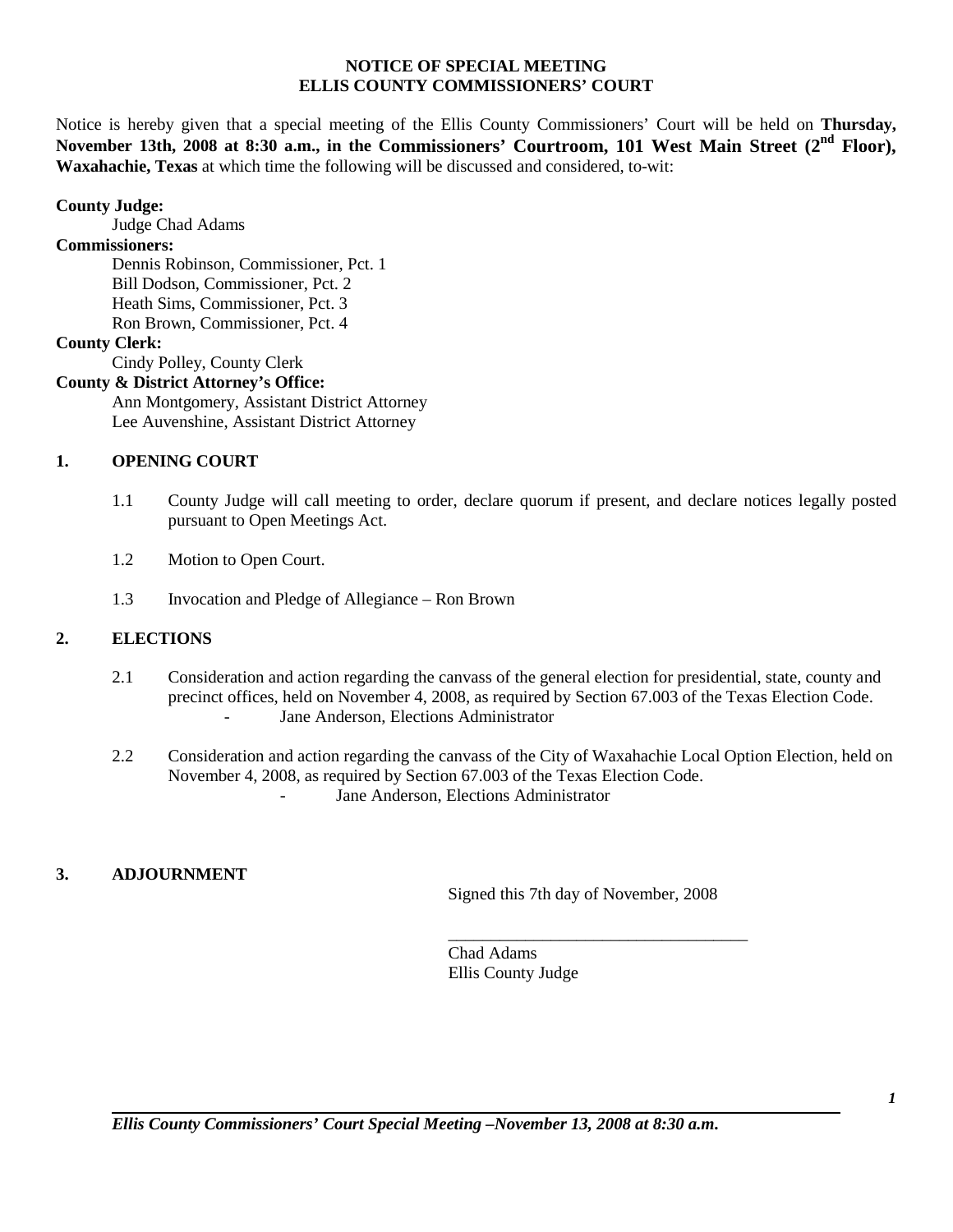**NOTICE OF SPECIAL MEETING**
**ELLIS COUNTY COMMISSIONERS' COURT**

Notice is hereby given that a special meeting of the Ellis County Commissioners' Court will be held on **Thursday, November 13th, 2008 at 8:30 a.m., in the Commissioners' Courtroom, 101 West Main Street (2nd Floor), Waxahachie, Texas** at which time the following will be discussed and considered, to-wit:

**County Judge:**
Judge Chad Adams

**Commissioners:**
Dennis Robinson, Commissioner, Pct. 1
Bill Dodson, Commissioner, Pct. 2
Heath Sims, Commissioner, Pct. 3
Ron Brown, Commissioner, Pct. 4

**County Clerk:**
Cindy Polley, County Clerk

**County & District Attorney's Office:**
Ann Montgomery, Assistant District Attorney
Lee Auvenshine, Assistant District Attorney

## 1. OPENING COURT

1.1 County Judge will call meeting to order, declare quorum if present, and declare notices legally posted pursuant to Open Meetings Act.

1.2 Motion to Open Court.

1.3 Invocation and Pledge of Allegiance – Ron Brown

## 2. ELECTIONS

2.1 Consideration and action regarding the canvass of the general election for presidential, state, county and precinct offices, held on November 4, 2008, as required by Section 67.003 of the Texas Election Code.
- Jane Anderson, Elections Administrator

2.2 Consideration and action regarding the canvass of the City of Waxahachie Local Option Election, held on November 4, 2008, as required by Section 67.003 of the Texas Election Code.
- Jane Anderson, Elections Administrator

## 3. ADJOURNMENT

Signed this 7th day of November, 2008

___________________________________
Chad Adams
Ellis County Judge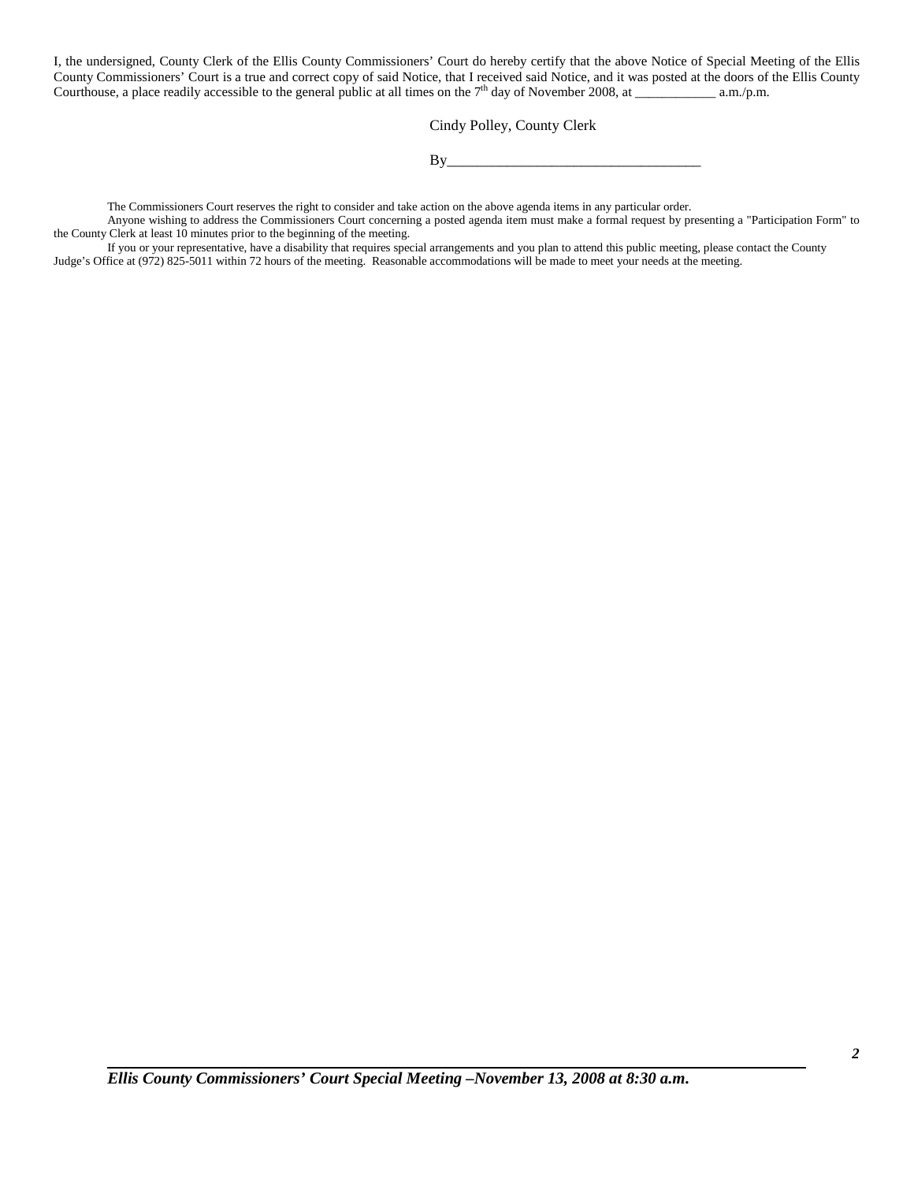I, the undersigned, County Clerk of the Ellis County Commissioners' Court do hereby certify that the above Notice of Special Meeting of the Ellis County Commissioners' Court is a true and correct copy of said Notice, that I received said Notice, and it was posted at the doors of the Ellis County Courthouse, a place readily accessible to the general public at all times on the 7th day of November 2008, at ____________ a.m./p.m.

Cindy Polley, County Clerk

By___________________________________

The Commissioners Court reserves the right to consider and take action on the above agenda items in any particular order.

Anyone wishing to address the Commissioners Court concerning a posted agenda item must make a formal request by presenting a "Participation Form" to the County Clerk at least 10 minutes prior to the beginning of the meeting.

If you or your representative, have a disability that requires special arrangements and you plan to attend this public meeting, please contact the County Judge's Office at (972) 825-5011 within 72 hours of the meeting. Reasonable accommodations will be made to meet your needs at the meeting.